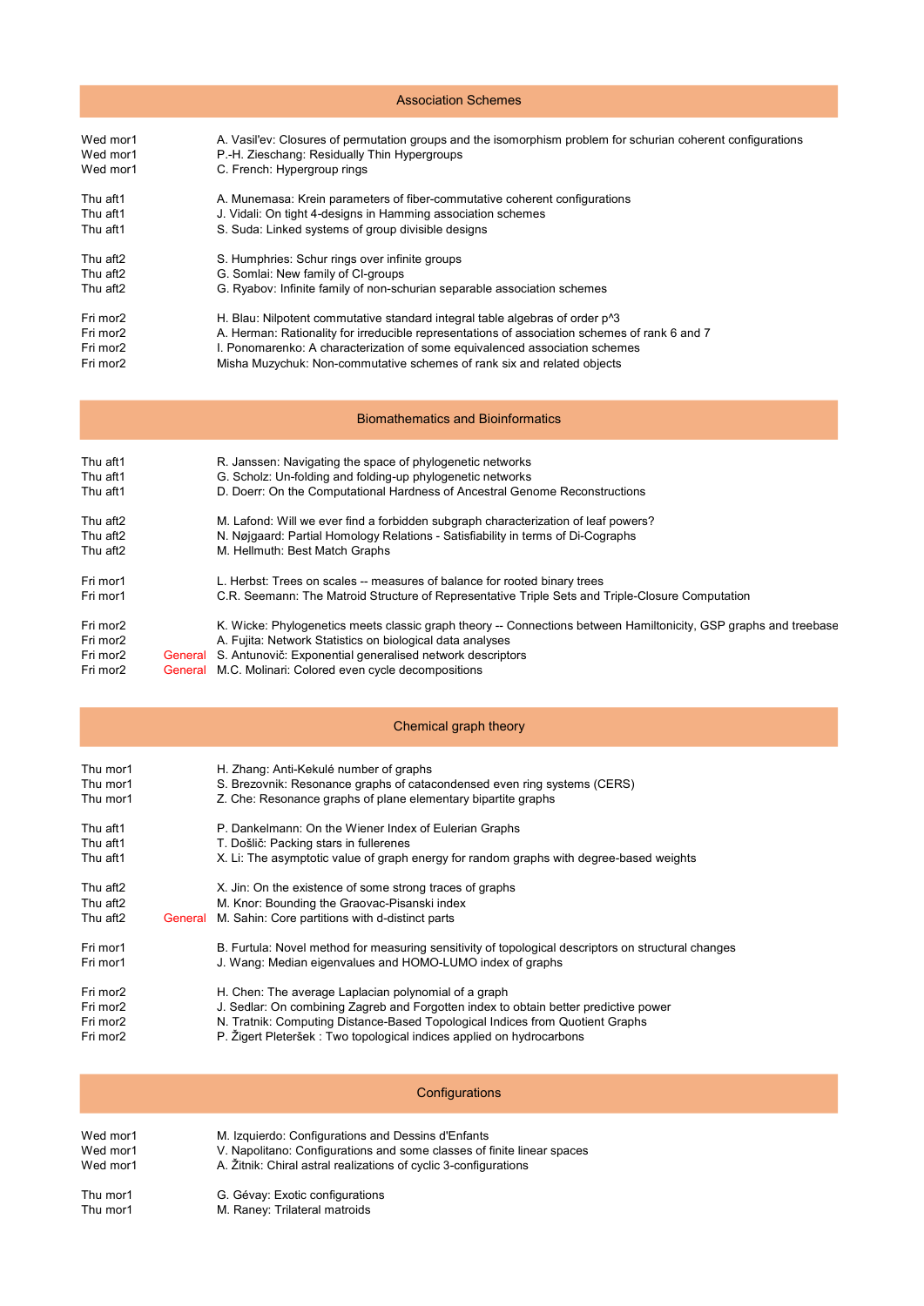## Association Schemes

| | | |
|---|---|---|
| Wed mor1 | | A. Vasil'ev: Closures of permutation groups and the isomorphism problem for schurian coherent configurations |
| Wed mor1 | | P.-H. Zieschang: Residually Thin Hypergroups |
| Wed mor1 | | C. French: Hypergroup rings |
| Thu aft1 | | A. Munemasa: Krein parameters of fiber-commutative coherent configurations |
| Thu aft1 | | J. Vidali: On tight 4-designs in Hamming association schemes |
| Thu aft1 | | S. Suda: Linked systems of group divisible designs |
| Thu aft2 | | S. Humphries: Schur rings over infinite groups |
| Thu aft2 | | G. Somlai: New family of CI-groups |
| Thu aft2 | | G. Ryabov: Infinite family of non-schurian separable association schemes |
| Fri mor2 | | H. Blau: Nilpotent commutative standard integral table algebras of order p^3 |
| Fri mor2 | | A. Herman: Rationality for irreducible representations of association schemes of rank 6 and 7 |
| Fri mor2 | | I. Ponomarenko: A characterization of some equivalenced association schemes |
| Fri mor2 | | Misha Muzychuk: Non-commutative schemes of rank six and related objects |

## Biomathematics and Bioinformatics

| | | |
|---|---|---|
| Thu aft1 | | R. Janssen: Navigating the space of phylogenetic networks |
| Thu aft1 | | G. Scholz: Un-folding and folding-up phylogenetic networks |
| Thu aft1 | | D. Doerr: On the Computational Hardness of Ancestral Genome Reconstructions |
| Thu aft2 | | M. Lafond: Will we ever find a forbidden subgraph characterization of leaf powers? |
| Thu aft2 | | N. Nøjgaard: Partial Homology Relations - Satisfiability in terms of Di-Cographs |
| Thu aft2 | | M. Hellmuth: Best Match Graphs |
| Fri mor1 | | L. Herbst: Trees on scales -- measures of balance for rooted binary trees |
| Fri mor1 | | C.R. Seemann: The Matroid Structure of Representative Triple Sets and Triple-Closure Computation |
| Fri mor2 | | K. Wicke: Phylogenetics meets classic graph theory -- Connections between Hamiltonicity, GSP graphs and treebase |
| Fri mor2 | | A. Fujita: Network Statistics on biological data analyses |
| Fri mor2 | General | S. Antunovič: Exponential generalised network descriptors |
| Fri mor2 | General | M.C. Molinari: Colored even cycle decompositions |

## Chemical graph theory

| | | |
|---|---|---|
| Thu mor1 | | H. Zhang: Anti-Kekulé number of graphs |
| Thu mor1 | | S. Brezovnik: Resonance graphs of catacondensed even ring systems (CERS) |
| Thu mor1 | | Z. Che: Resonance graphs of plane elementary bipartite graphs |
| Thu aft1 | | P. Dankelmann: On the Wiener Index of Eulerian Graphs |
| Thu aft1 | | T. Došlič: Packing stars in fullerenes |
| Thu aft1 | | X. Li: The asymptotic value of graph energy for random graphs with degree-based weights |
| Thu aft2 | | X. Jin: On the existence of some strong traces of graphs |
| Thu aft2 | | M. Knor: Bounding the Graovac-Pisanski index |
| Thu aft2 | General | M. Sahin: Core partitions with d-distinct parts |
| Fri mor1 | | B. Furtula: Novel method for measuring sensitivity of topological descriptors on structural changes |
| Fri mor1 | | J. Wang: Median eigenvalues and HOMO-LUMO index of graphs |
| Fri mor2 | | H. Chen: The average Laplacian polynomial of a graph |
| Fri mor2 | | J. Sedlar: On combining Zagreb and Forgotten index to obtain better predictive power |
| Fri mor2 | | N. Tratnik: Computing Distance-Based Topological Indices from Quotient Graphs |
| Fri mor2 | | P. Žigert Pleteršek : Two topological indices applied on hydrocarbons |

## Configurations

| | | |
|---|---|---|
| Wed mor1 | | M. Izquierdo: Configurations and Dessins d'Enfants |
| Wed mor1 | | V. Napolitano: Configurations and some classes of finite linear spaces |
| Wed mor1 | | A. Žitnik: Chiral astral realizations of cyclic 3-configurations |
| Thu mor1 | | G. Gévay: Exotic configurations |
| Thu mor1 | | M. Raney: Trilateral matroids |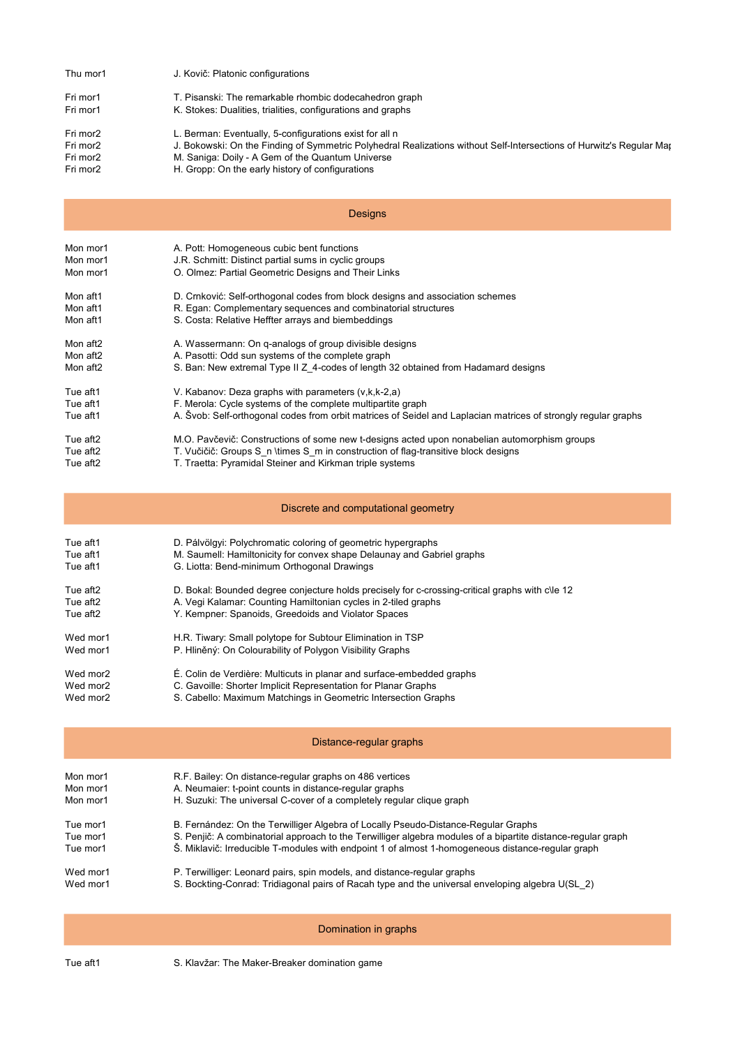| | |
|---|---|
| Thu mor1 | J. Kovič: Platonic configurations |
| | |
| Fri mor1 | T. Pisanski: The remarkable rhombic dodecahedron graph |
| Fri mor1 | K. Stokes: Dualities, trialities, configurations and graphs |
| | |
| Fri mor2 | L. Berman: Eventually, 5-configurations exist for all n |
| Fri mor2 | J. Bokowski: On the Finding of Symmetric Polyhedral Realizations without Self-Intersections of Hurwitz's Regular Map |
| Fri mor2 | M. Saniga: Doily - A Gem of the Quantum Universe |
| Fri mor2 | H. Gropp: On the early history of configurations |

## Designs

| | |
|---|---|
| Mon mor1 | A. Pott: Homogeneous cubic bent functions |
| Mon mor1 | J.R. Schmitt: Distinct partial sums in cyclic groups |
| Mon mor1 | O. Olmez: Partial Geometric Designs and Their Links |
| | |
| Mon aft1 | D. Crnković: Self-orthogonal codes from block designs and association schemes |
| Mon aft1 | R. Egan: Complementary sequences and combinatorial structures |
| Mon aft1 | S. Costa: Relative Heffter arrays and biembeddings |
| | |
| Mon aft2 | A. Wassermann: On q-analogs of group divisible designs |
| Mon aft2 | A. Pasotti: Odd sun systems of the complete graph |
| Mon aft2 | S. Ban: New extremal Type II $Z_4$-codes of length 32 obtained from Hadamard designs |
| | |
| Tue aft1 | V. Kabanov: Deza graphs with parameters (v,k,k-2,a) |
| Tue aft1 | F. Merola: Cycle systems of the complete multipartite graph |
| Tue aft1 | A. Švob: Self-orthogonal codes from orbit matrices of Seidel and Laplacian matrices of strongly regular graphs |
| | |
| Tue aft2 | M.O. Pavčevič: Constructions of some new t-designs acted upon nonabelian automorphism groups |
| Tue aft2 | T. Vučičić: Groups $S_n \times S_m$ in construction of flag-transitive block designs |
| Tue aft2 | T. Traetta: Pyramidal Steiner and Kirkman triple systems |

## Discrete and computational geometry

| | |
|---|---|
| Tue aft1 | D. Pálvölgyi: Polychromatic coloring of geometric hypergraphs |
| Tue aft1 | M. Saumell: Hamiltonicity for convex shape Delaunay and Gabriel graphs |
| Tue aft1 | G. Liotta: Bend-minimum Orthogonal Drawings |
| | |
| Tue aft2 | D. Bokal: Bounded degree conjecture holds precisely for c-crossing-critical graphs with $c\le 12$ |
| Tue aft2 | A. Vegi Kalamar: Counting Hamiltonian cycles in 2-tiled graphs |
| Tue aft2 | Y. Kempner: Spanoids, Greedoids and Violator Spaces |
| | |
| Wed mor1 | H.R. Tiwary: Small polytope for Subtour Elimination in TSP |
| Wed mor1 | P. Hliněný: On Colourability of Polygon Visibility Graphs |
| | |
| Wed mor2 | É. Colin de Verdière: Multicuts in planar and surface-embedded graphs |
| Wed mor2 | C. Gavoille: Shorter Implicit Representation for Planar Graphs |
| Wed mor2 | S. Cabello: Maximum Matchings in Geometric Intersection Graphs |

## Distance-regular graphs

| | |
|---|---|
| Mon mor1 | R.F. Bailey: On distance-regular graphs on 486 vertices |
| Mon mor1 | A. Neumaier: t-point counts in distance-regular graphs |
| Mon mor1 | H. Suzuki: The universal C-cover of a completely regular clique graph |
| | |
| Tue mor1 | B. Fernández: On the Terwilliger Algebra of Locally Pseudo-Distance-Regular Graphs |
| Tue mor1 | S. Penjič: A combinatorial approach to the Terwilliger algebra modules of a bipartite distance-regular graph |
| Tue mor1 | Š. Miklavič: Irreducible T-modules with endpoint 1 of almost 1-homogeneous distance-regular graph |
| | |
| Wed mor1 | P. Terwilliger: Leonard pairs, spin models, and distance-regular graphs |
| Wed mor1 | S. Bockting-Conrad: Tridiagonal pairs of Racah type and the universal enveloping algebra $U(SL_2)$ |

## Domination in graphs

| | |
|---|---|
| Tue aft1 | S. Klavžar: The Maker-Breaker domination game |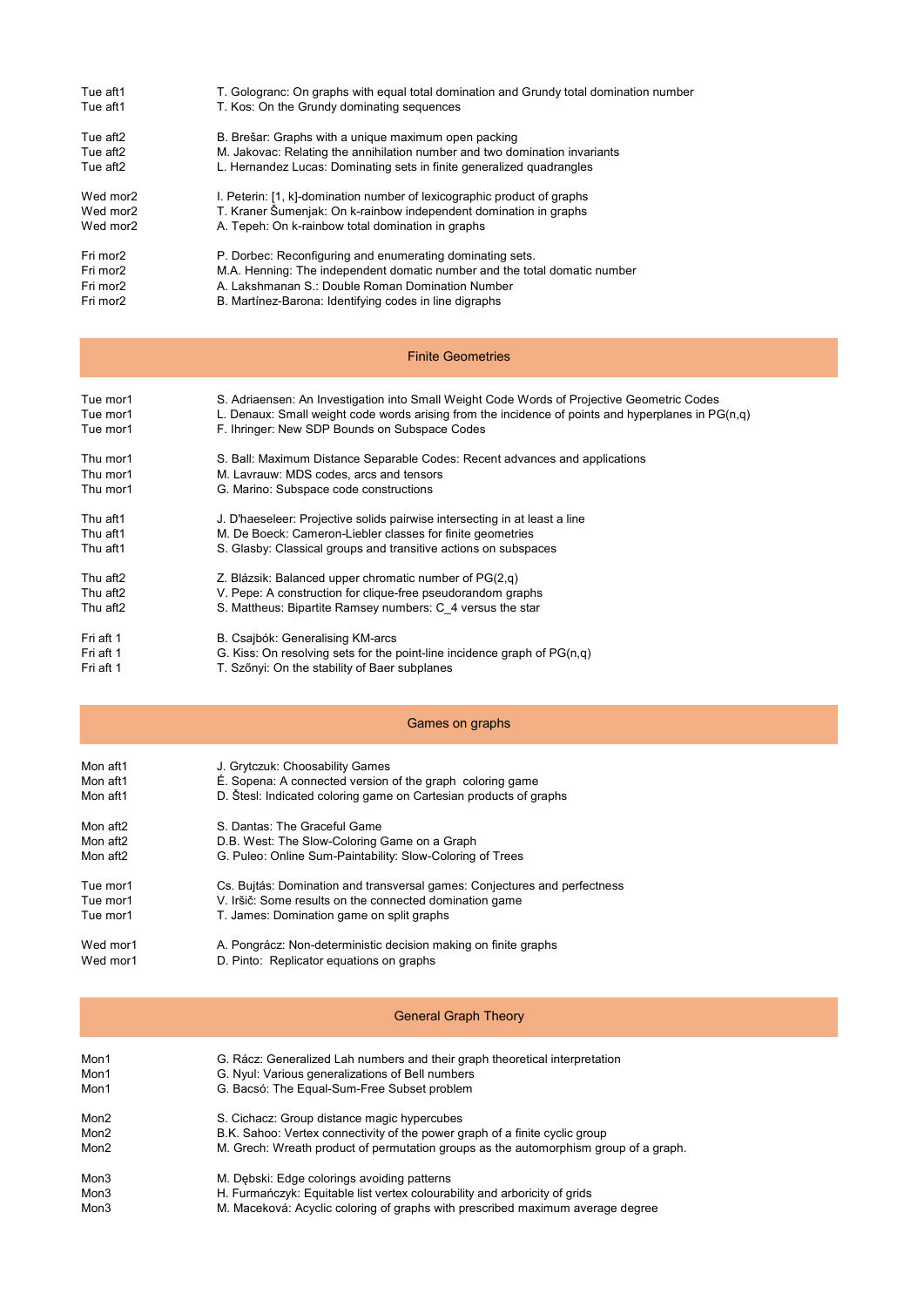| | |
|---|---|
| Tue aft1 | T. Gologranc: On graphs with equal total domination and Grundy total domination number |
| Tue aft1 | T. Kos: On the Grundy dominating sequences |
| | |
| Tue aft2 | B. Brešar: Graphs with a unique maximum open packing |
| Tue aft2 | M. Jakovac: Relating the annihilation number and two domination invariants |
| Tue aft2 | L. Hernandez Lucas: Dominating sets in finite generalized quadrangles |
| | |
| Wed mor2 | I. Peterin: [1, k]-domination number of lexicographic product of graphs |
| Wed mor2 | T. Kraner Šumenjak: On k-rainbow independent domination in graphs |
| Wed mor2 | A. Tepeh: On k-rainbow total domination in graphs |
| | |
| Fri mor2 | P. Dorbec: Reconfiguring and enumerating dominating sets. |
| Fri mor2 | M.A. Henning: The independent domatic number and the total domatic number |
| Fri mor2 | A. Lakshmanan S.: Double Roman Domination Number |
| Fri mor2 | B. Martínez-Barona: Identifying codes in line digraphs |

## Finite Geometries

| | |
|---|---|
| Tue mor1 | S. Adriaensen: An Investigation into Small Weight Code Words of Projective Geometric Codes |
| Tue mor1 | L. Denaux: Small weight code words arising from the incidence of points and hyperplanes in PG(n,q) |
| Tue mor1 | F. Ihringer: New SDP Bounds on Subspace Codes |
| | |
| Thu mor1 | S. Ball: Maximum Distance Separable Codes: Recent advances and applications |
| Thu mor1 | M. Lavrauw: MDS codes, arcs and tensors |
| Thu mor1 | G. Marino: Subspace code constructions |
| | |
| Thu aft1 | J. D'haeseleer: Projective solids pairwise intersecting in at least a line |
| Thu aft1 | M. De Boeck: Cameron-Liebler classes for finite geometries |
| Thu aft1 | S. Glasby: Classical groups and transitive actions on subspaces |
| | |
| Thu aft2 | Z. Blázsik: Balanced upper chromatic number of PG(2,q) |
| Thu aft2 | V. Pepe: A construction for clique-free pseudorandom graphs |
| Thu aft2 | S. Mattheus: Bipartite Ramsey numbers: C_4 versus the star |
| | |
| Fri aft 1 | B. Csajbók: Generalising KM-arcs |
| Fri aft 1 | G. Kiss: On resolving sets for the point-line incidence graph of PG(n,q) |
| Fri aft 1 | T. Szőnyi: On the stability of Baer subplanes |

## Games on graphs

| | |
|---|---|
| Mon aft1 | J. Grytczuk: Choosability Games |
| Mon aft1 | É. Sopena: A connected version of the graph coloring game |
| Mon aft1 | D. Štesl: Indicated coloring game on Cartesian products of graphs |
| | |
| Mon aft2 | S. Dantas: The Graceful Game |
| Mon aft2 | D.B. West: The Slow-Coloring Game on a Graph |
| Mon aft2 | G. Puleo: Online Sum-Paintability: Slow-Coloring of Trees |
| | |
| Tue mor1 | Cs. Bujtás: Domination and transversal games: Conjectures and perfectness |
| Tue mor1 | V. Iršič: Some results on the connected domination game |
| Tue mor1 | T. James: Domination game on split graphs |
| | |
| Wed mor1 | A. Pongrácz: Non-deterministic decision making on finite graphs |
| Wed mor1 | D. Pinto: Replicator equations on graphs |

## General Graph Theory

| | |
|---|---|
| Mon1 | G. Rácz: Generalized Lah numbers and their graph theoretical interpretation |
| Mon1 | G. Nyul: Various generalizations of Bell numbers |
| Mon1 | G. Bacsó: The Equal-Sum-Free Subset problem |
| | |
| Mon2 | S. Cichacz: Group distance magic hypercubes |
| Mon2 | B.K. Sahoo: Vertex connectivity of the power graph of a finite cyclic group |
| Mon2 | M. Grech: Wreath product of permutation groups as the automorphism group of a graph. |
| | |
| Mon3 | M. Dębski: Edge colorings avoiding patterns |
| Mon3 | H. Furmańczyk: Equitable list vertex colourability and arboricity of grids |
| Mon3 | M. Maceková: Acyclic coloring of graphs with prescribed maximum average degree |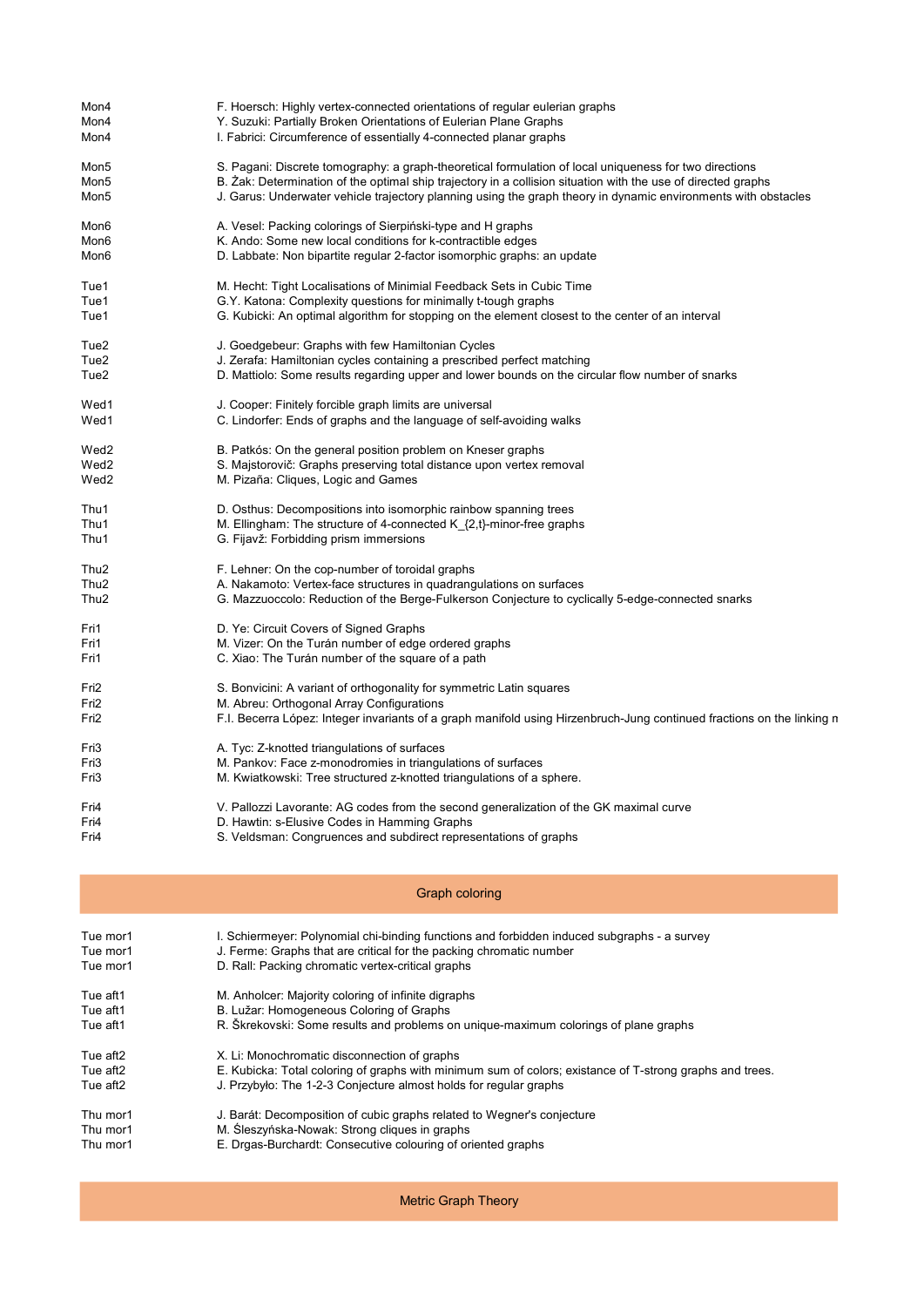| | |
|---|---|
| Mon4 | F. Hoersch: Highly vertex-connected orientations of regular eulerian graphs |
| Mon4 | Y. Suzuki: Partially Broken Orientations of Eulerian Plane Graphs |
| Mon4 | I. Fabrici: Circumference of essentially 4-connected planar graphs |
| | |
| Mon5 | S. Pagani: Discrete tomography: a graph-theoretical formulation of local uniqueness for two directions |
| Mon5 | B. Żak: Determination of the optimal ship trajectory in a collision situation with the use of directed graphs |
| Mon5 | J. Garus: Underwater vehicle trajectory planning using the graph theory in dynamic environments with obstacles |
| | |
| Mon6 | A. Vesel: Packing colorings of Sierpiński-type and H graphs |
| Mon6 | K. Ando: Some new local conditions for k-contractible edges |
| Mon6 | D. Labbate: Non bipartite regular 2-factor isomorphic graphs: an update |
| | |
| Tue1 | M. Hecht: Tight Localisations of Minimial Feedback Sets in Cubic Time |
| Tue1 | G.Y. Katona: Complexity questions for minimally t-tough graphs |
| Tue1 | G. Kubicki: An optimal algorithm for stopping on the element closest to the center of an interval |
| | |
| Tue2 | J. Goedgebeur: Graphs with few Hamiltonian Cycles |
| Tue2 | J. Zerafa: Hamiltonian cycles containing a prescribed perfect matching |
| Tue2 | D. Mattiolo: Some results regarding upper and lower bounds on the circular flow number of snarks |
| | |
| Wed1 | J. Cooper: Finitely forcible graph limits are universal |
| Wed1 | C. Lindorfer: Ends of graphs and the language of self-avoiding walks |
| | |
| Wed2 | B. Patkós: On the general position problem on Kneser graphs |
| Wed2 | S. Majstorovič: Graphs preserving total distance upon vertex removal |
| Wed2 | M. Pizaña: Cliques, Logic and Games |
| | |
| Thu1 | D. Osthus: Decompositions into isomorphic rainbow spanning trees |
| Thu1 | M. Ellingham: The structure of 4-connected K_{2,t}-minor-free graphs |
| Thu1 | G. Fijavž: Forbidding prism immersions |
| | |
| Thu2 | F. Lehner: On the cop-number of toroidal graphs |
| Thu2 | A. Nakamoto: Vertex-face structures in quadrangulations on surfaces |
| Thu2 | G. Mazzuoccolo: Reduction of the Berge-Fulkerson Conjecture to cyclically 5-edge-connected snarks |
| | |
| Fri1 | D. Ye: Circuit Covers of Signed Graphs |
| Fri1 | M. Vizer: On the Turán number of edge ordered graphs |
| Fri1 | C. Xiao: The Turán number of the square of a path |
| | |
| Fri2 | S. Bonvicini: A variant of orthogonality for symmetric Latin squares |
| Fri2 | M. Abreu: Orthogonal Array Configurations |
| Fri2 | F.I. Becerra López: Integer invariants of a graph manifold using Hirzenbruch-Jung continued fractions on the linking n |
| | |
| Fri3 | A. Tyc: Z-knotted triangulations of surfaces |
| Fri3 | M. Pankov: Face z-monodromes in triangulations of surfaces |
| Fri3 | M. Kwiatkowski: Tree structured z-knotted triangulations of a sphere. |
| | |
| Fri4 | V. Pallozzi Lavorante: AG codes from the second generalization of the GK maximal curve |
| Fri4 | D. Hawtin: s-Elusive Codes in Hamming Graphs |
| Fri4 | S. Veldsman: Congruences and subdirect representations of graphs |

## Graph coloring

| | |
|---|---|
| Tue mor1 | I. Schiermeyer: Polynomial chi-binding functions and forbidden induced subgraphs - a survey |
| Tue mor1 | J. Ferme: Graphs that are critical for the packing chromatic number |
| Tue mor1 | D. Rall: Packing chromatic vertex-critical graphs |
| | |
| Tue aft1 | M. Anholcer: Majority coloring of infinite digraphs |
| Tue aft1 | B. Lužar: Homogeneous Coloring of Graphs |
| Tue aft1 | R. Škrekovski: Some results and problems on unique-maximum colorings of plane graphs |
| | |
| Tue aft2 | X. Li: Monochromatic disconnection of graphs |
| Tue aft2 | E. Kubicka: Total coloring of graphs with minimum sum of colors; existance of T-strong graphs and trees. |
| Tue aft2 | J. Przybyło: The 1-2-3 Conjecture almost holds for regular graphs |
| | |
| Thu mor1 | J. Barát: Decomposition of cubic graphs related to Wegner's conjecture |
| Thu mor1 | M. Śleszyńska-Nowak: Strong cliques in graphs |
| Thu mor1 | E. Drgas-Burchardt: Consecutive colouring of oriented graphs |

## Metric Graph Theory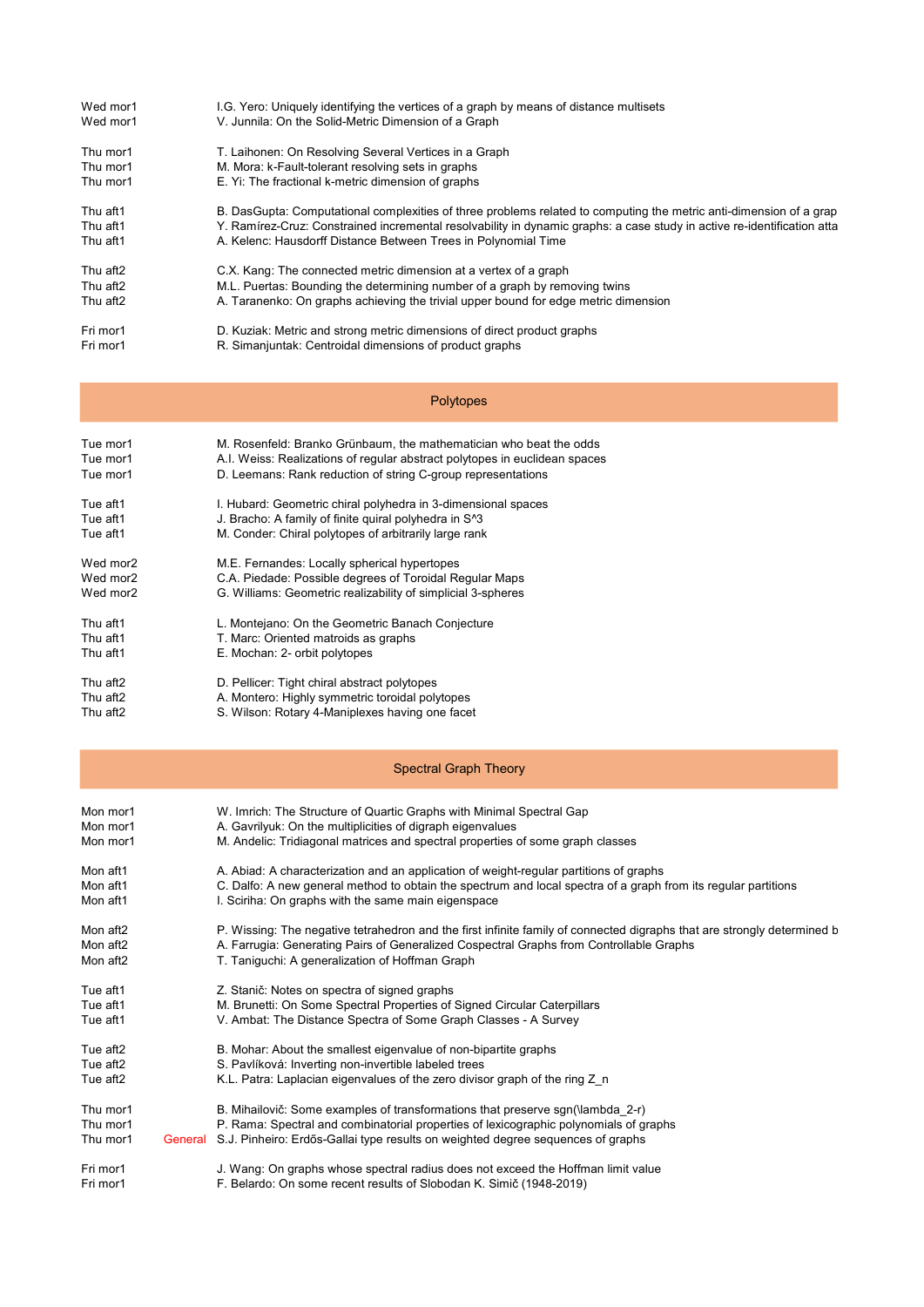| | | |
|---|---|---|
| Wed mor1 | | I.G. Yero: Uniquely identifying the vertices of a graph by means of distance multisets |
| Wed mor1 | | V. Junnila: On the Solid-Metric Dimension of a Graph |
| | | |
| Thu mor1 | | T. Laihonen: On Resolving Several Vertices in a Graph |
| Thu mor1 | | M. Mora: k-Fault-tolerant resolving sets in graphs |
| Thu mor1 | | E. Yi: The fractional k-metric dimension of graphs |
| | | |
| Thu aft1 | | B. DasGupta: Computational complexities of three problems related to computing the metric anti-dimension of a grap |
| Thu aft1 | | Y. Ramírez-Cruz: Constrained incremental resolvability in dynamic graphs: a case study in active re-identification atta |
| Thu aft1 | | A. Kelenc: Hausdorff Distance Between Trees in Polynomial Time |
| | | |
| Thu aft2 | | C.X. Kang: The connected metric dimension at a vertex of a graph |
| Thu aft2 | | M.L. Puertas: Bounding the determining number of a graph by removing twins |
| Thu aft2 | | A. Taranenko: On graphs achieving the trivial upper bound for edge metric dimension |
| | | |
| Fri mor1 | | D. Kuziak: Metric and strong metric dimensions of direct product graphs |
| Fri mor1 | | R. Simanjuntak: Centroidal dimensions of product graphs |

## Polytopes

| | | |
|---|---|---|
| Tue mor1 | | M. Rosenfeld: Branko Grünbaum, the mathematician who beat the odds |
| Tue mor1 | | A.I. Weiss: Realizations of regular abstract polytopes in euclidean spaces |
| Tue mor1 | | D. Leemans: Rank reduction of string C-group representations |
| | | |
| Tue aft1 | | I. Hubard: Geometric chiral polyhedra in 3-dimensional spaces |
| Tue aft1 | | J. Bracho: A family of finite quiral polyhedra in S^3 |
| Tue aft1 | | M. Conder: Chiral polytopes of arbitrarily large rank |
| | | |
| Wed mor2 | | M.E. Fernandes: Locally spherical hypertopes |
| Wed mor2 | | C.A. Piedade: Possible degrees of Toroidal Regular Maps |
| Wed mor2 | | G. Williams: Geometric realizability of simplicial 3-spheres |
| | | |
| Thu aft1 | | L. Montejano: On the Geometric Banach Conjecture |
| Thu aft1 | | T. Marc: Oriented matroids as graphs |
| Thu aft1 | | E. Mochan: 2- orbit polytopes |
| | | |
| Thu aft2 | | D. Pellicer: Tight chiral abstract polytopes |
| Thu aft2 | | A. Montero: Highly symmetric toroidal polytopes |
| Thu aft2 | | S. Wilson: Rotary 4-Maniplexes having one facet |

## Spectral Graph Theory

| | | |
|---|---|---|
| Mon mor1 | | W. Imrich: The Structure of Quartic Graphs with Minimal Spectral Gap |
| Mon mor1 | | A. Gavrilyuk: On the multiplicities of digraph eigenvalues |
| Mon mor1 | | M. Andelic: Tridiagonal matrices and spectral properties of some graph classes |
| | | |
| Mon aft1 | | A. Abiad: A characterization and an application of weight-regular partitions of graphs |
| Mon aft1 | | C. Dalfo: A new general method to obtain the spectrum and local spectra of a graph from its regular partitions |
| Mon aft1 | | I. Sciriha: On graphs with the same main eigenspace |
| | | |
| Mon aft2 | | P. Wissing: The negative tetrahedron and the first infinite family of connected digraphs that are strongly determined b |
| Mon aft2 | | A. Farrugia: Generating Pairs of Generalized Cospectral Graphs from Controllable Graphs |
| Mon aft2 | | T. Taniguchi: A generalization of Hoffman Graph |
| | | |
| Tue aft1 | | Z. Stanič: Notes on spectra of signed graphs |
| Tue aft1 | | M. Brunetti: On Some Spectral Properties of Signed Circular Caterpillars |
| Tue aft1 | | V. Ambat: The Distance Spectra of Some Graph Classes - A Survey |
| | | |
| Tue aft2 | | B. Mohar: About the smallest eigenvalue of non-bipartite graphs |
| Tue aft2 | | S. Pavlíková: Inverting non-invertible labeled trees |
| Tue aft2 | | K.L. Patra: Laplacian eigenvalues of the zero divisor graph of the ring Z_n |
| | | |
| Thu mor1 | | B. Mihailovič: Some examples of transformations that preserve sgn(\lambda_2-r) |
| Thu mor1 | | P. Rama: Spectral and combinatorial properties of lexicographic polynomials of graphs |
| Thu mor1 | General | S.J. Pinheiro: Erdős-Gallai type results on weighted degree sequences of graphs |
| | | |
| Fri mor1 | | J. Wang: On graphs whose spectral radius does not exceed the Hoffman limit value |
| Fri mor1 | | F. Belardo: On some recent results of Slobodan K. Simič (1948-2019) |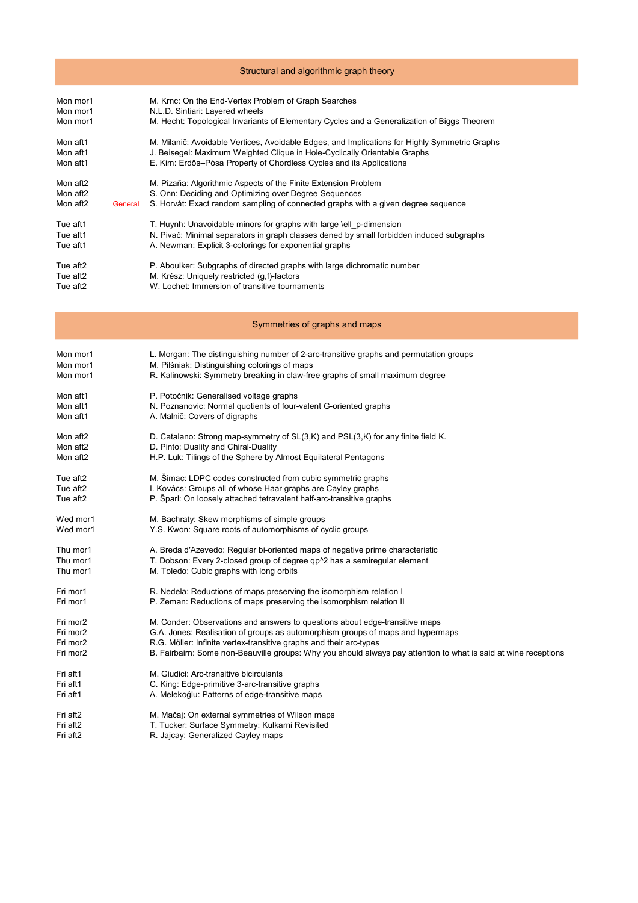## Structural and algorithmic graph theory

| | | |
|---|---|---|
| Mon mor1 | | M. Krnc: On the End-Vertex Problem of Graph Searches |
| Mon mor1 | | N.L.D. Sintiari: Layered wheels |
| Mon mor1 | | M. Hecht: Topological Invariants of Elementary Cycles and a Generalization of Biggs Theorem |
| Mon aft1 | | M. Milanič: Avoidable Vertices, Avoidable Edges, and Implications for Highly Symmetric Graphs |
| Mon aft1 | | J. Beisegel: Maximum Weighted Clique in Hole-Cyclically Orientable Graphs |
| Mon aft1 | | E. Kim: Erdős–Pósa Property of Chordless Cycles and its Applications |
| Mon aft2 | | M. Pizaña: Algorithmic Aspects of the Finite Extension Problem |
| Mon aft2 | | S. Onn: Deciding and Optimizing over Degree Sequences |
| Mon aft2 | General | S. Horvát: Exact random sampling of connected graphs with a given degree sequence |
| Tue aft1 | | T. Huynh: Unavoidable minors for graphs with large \ell_p-dimension |
| Tue aft1 | | N. Pivač: Minimal separators in graph classes dened by small forbidden induced subgraphs |
| Tue aft1 | | A. Newman: Explicit 3-colorings for exponential graphs |
| Tue aft2 | | P. Aboulker: Subgraphs of directed graphs with large dichromatic number |
| Tue aft2 | | M. Krész: Uniquely restricted (g,f)-factors |
| Tue aft2 | | W. Lochet: Immersion of transitive tournaments |

## Symmetries of graphs and maps

| | |
|---|---|
| Mon mor1 | L. Morgan: The distinguishing number of 2-arc-transitive graphs and permutation groups |
| Mon mor1 | M. Pilśniak: Distinguishing colorings of maps |
| Mon mor1 | R. Kalinowski: Symmetry breaking in claw-free graphs of small maximum degree |
| Mon aft1 | P. Potočnik: Generalised voltage graphs |
| Mon aft1 | N. Poznanovic: Normal quotients of four-valent G-oriented graphs |
| Mon aft1 | A. Malnič: Covers of digraphs |
| Mon aft2 | D. Catalano: Strong map-symmetry of SL(3,K) and PSL(3,K) for any finite field K. |
| Mon aft2 | D. Pinto: Duality and Chiral-Duality |
| Mon aft2 | H.P. Luk: Tilings of the Sphere by Almost Equilateral Pentagons |
| Tue aft2 | M. Šimac: LDPC codes constructed from cubic symmetric graphs |
| Tue aft2 | I. Kovács: Groups all of whose Haar graphs are Cayley graphs |
| Tue aft2 | P. Šparl: On loosely attached tetravalent half-arc-transitive graphs |
| Wed mor1 | M. Bachraty: Skew morphisms of simple groups |
| Wed mor1 | Y.S. Kwon: Square roots of automorphisms of cyclic groups |
| Thu mor1 | A. Breda d'Azevedo: Regular bi-oriented maps of negative prime characteristic |
| Thu mor1 | T. Dobson: Every 2-closed group of degree qp^2 has a semiregular element |
| Thu mor1 | M. Toledo: Cubic graphs with long orbits |
| Fri mor1 | R. Nedela: Reductions of maps preserving the isomorphism relation I |
| Fri mor1 | P. Zeman: Reductions of maps preserving the isomorphism relation II |
| Fri mor2 | M. Conder: Observations and answers to questions about edge-transitive maps |
| Fri mor2 | G.A. Jones: Realisation of groups as automorphism groups of maps and hypermaps |
| Fri mor2 | R.G. Möller: Infinite vertex-transitive graphs and their arc-types |
| Fri mor2 | B. Fairbairn: Some non-Beauville groups: Why you should always pay attention to what is said at wine receptions |
| Fri aft1 | M. Giudici: Arc-transitive bicirculants |
| Fri aft1 | C. King: Edge-primitive 3-arc-transitive graphs |
| Fri aft1 | A. Melekoğlu: Patterns of edge-transitive maps |
| Fri aft2 | M. Mačaj: On external symmetries of Wilson maps |
| Fri aft2 | T. Tucker: Surface Symmetry: Kulkarni Revisited |
| Fri aft2 | R. Jajcay: Generalized Cayley maps |